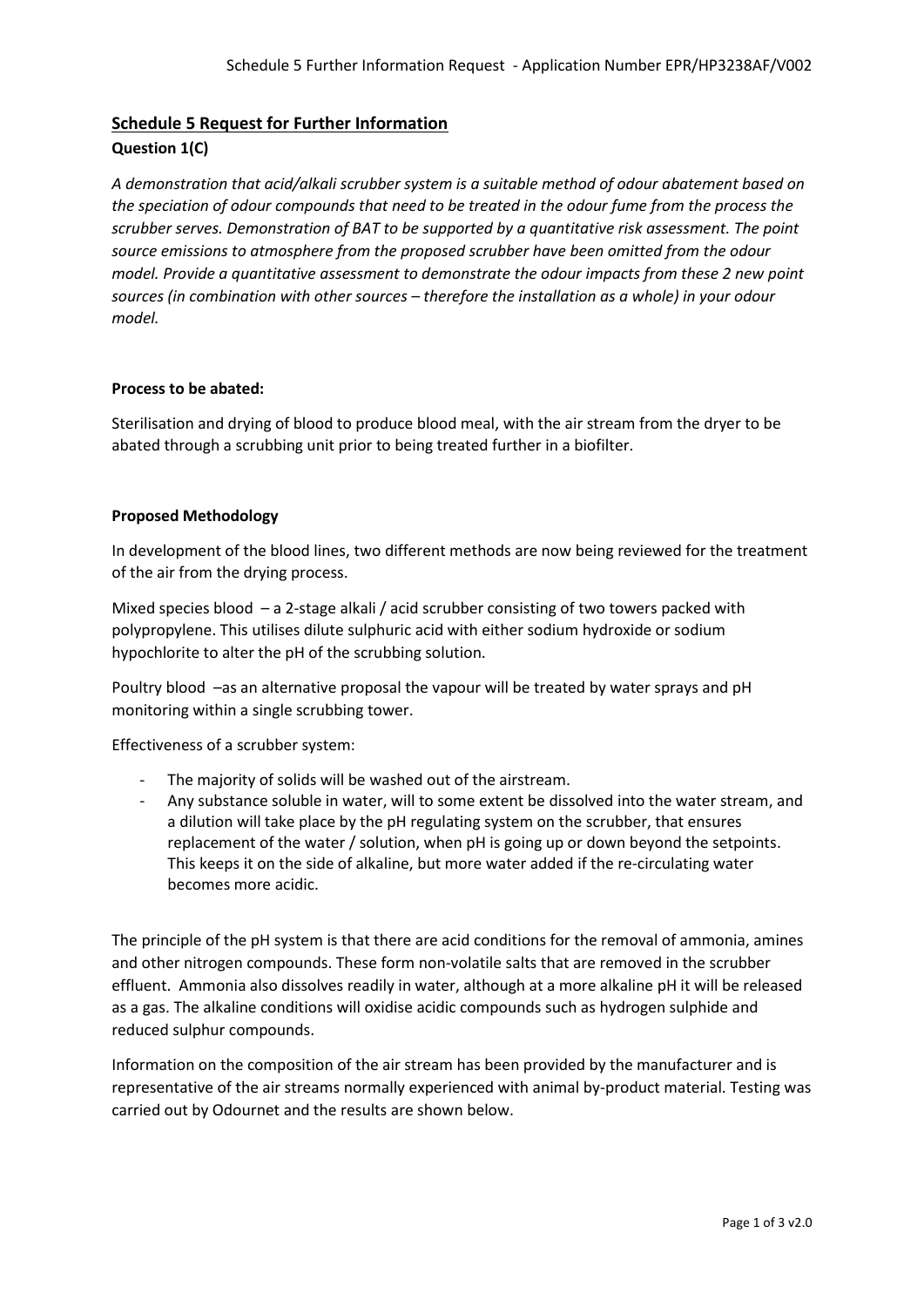## Schedule 5 Request for Further Information

### Question 1(C)

*A demonstration that acid/alkali scrubber system is a suitable method of odour abatement based on the speciation of odour compounds that need to be treated in the odour fume from the process the scrubber serves. Demonstration of BAT to be supported by a quantitative risk assessment. The point source emissions to atmosphere from the proposed scrubber have been omitted from the odour model. Provide a quantitative assessment to demonstrate the odour impacts from these 2 new point sources (in combination with other sources – therefore the installation as a whole) in your odour model.*

**Process to be abated:**

Sterilisation and drying of blood to produce blood meal, with the air stream from the dryer to be abated through a scrubbing unit prior to being treated further in a biofilter.

**Proposed Methodology**

In development of the blood lines, two different methods are now being reviewed for the treatment of the air from the drying process.

Mixed species blood – a 2-stage alkali / acid scrubber consisting of two towers packed with polypropylene. This utilises dilute sulphuric acid with either sodium hydroxide or sodium hypochlorite to alter the pH of the scrubbing solution.

Poultry blood –as an alternative proposal the vapour will be treated by water sprays and pH monitoring within a single scrubbing tower.

Effectiveness of a scrubber system:

- The majority of solids will be washed out of the airstream.
- Any substance soluble in water, will to some extent be dissolved into the water stream, and a dilution will take place by the pH regulating system on the scrubber, that ensures replacement of the water / solution, when pH is going up or down beyond the setpoints. This keeps it on the side of alkaline, but more water added if the re-circulating water becomes more acidic.

The principle of the pH system is that there are acid conditions for the removal of ammonia, amines and other nitrogen compounds. These form non-volatile salts that are removed in the scrubber effluent. Ammonia also dissolves readily in water, although at a more alkaline pH it will be released as a gas. The alkaline conditions will oxidise acidic compounds such as hydrogen sulphide and reduced sulphur compounds.

Information on the composition of the air stream has been provided by the manufacturer and is representative of the air streams normally experienced with animal by-product material. Testing was carried out by Odournet and the results are shown below.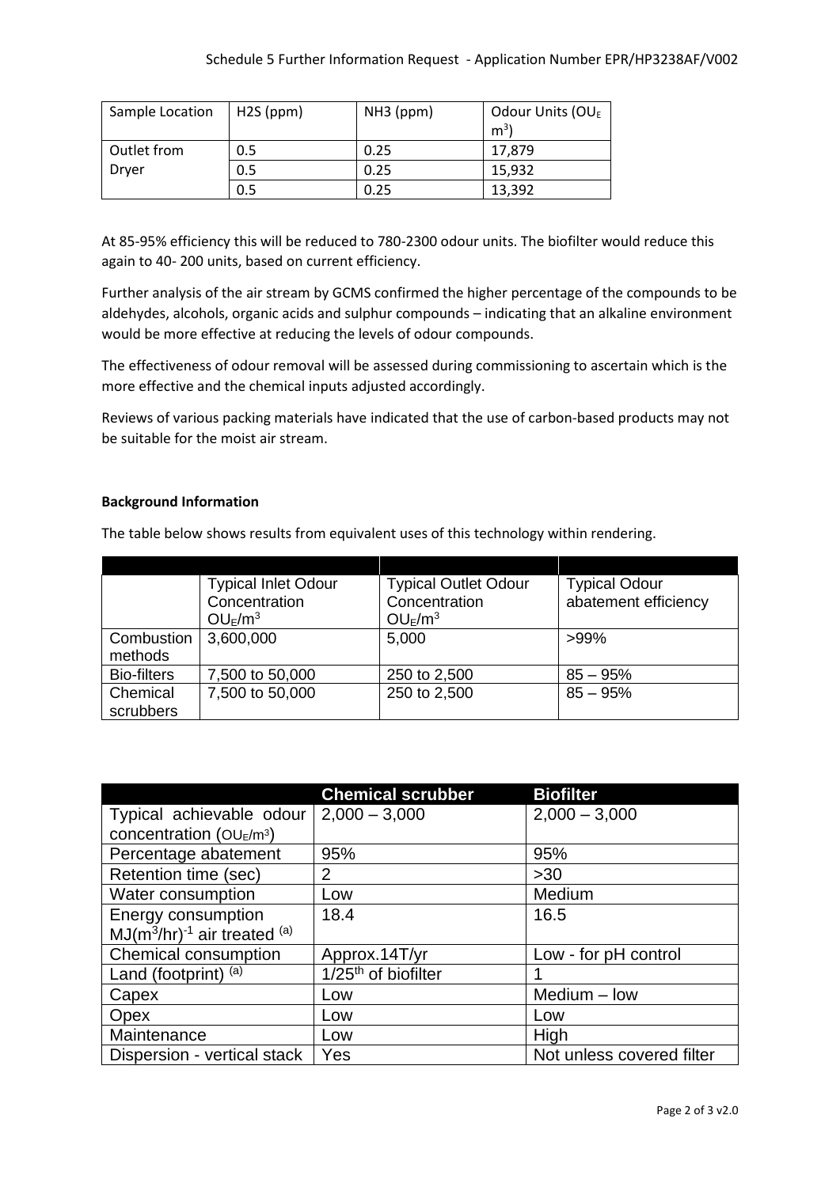| Sample Location | H2S (ppm) | NH3 (ppm) | Odour Units ($OU_E$ $m^3$) |
| --- | --- | --- | --- |
| Outlet from Dryer | 0.5 | 0.25 | 17,879 |
| | 0.5 | 0.25 | 15,932 |
| | 0.5 | 0.25 | 13,392 |

At 85-95% efficiency this will be reduced to 780-2300 odour units. The biofilter would reduce this again to 40- 200 units, based on current efficiency.

Further analysis of the air stream by GCMS confirmed the higher percentage of the compounds to be aldehydes, alcohols, organic acids and sulphur compounds – indicating that an alkaline environment would be more effective at reducing the levels of odour compounds.

The effectiveness of odour removal will be assessed during commissioning to ascertain which is the more effective and the chemical inputs adjusted accordingly.

Reviews of various packing materials have indicated that the use of carbon-based products may not be suitable for the moist air stream.

**Background Information**

The table below shows results from equivalent uses of this technology within rendering.

| | Typical Inlet Odour Concentration $OU_E/m^3$ | Typical Outlet Odour Concentration $OU_E/m^3$ | Typical Odour abatement efficiency |
| --- | --- | --- | --- |
| Combustion methods | 3,600,000 | 5,000 | >99% |
| Bio-filters | 7,500 to 50,000 | 250 to 2,500 | 85 – 95% |
| Chemical scrubbers | 7,500 to 50,000 | 250 to 2,500 | 85 – 95% |

| | Chemical scrubber | Biofilter |
| --- | --- | --- |
| Typical achievable odour concentration ($OU_E/m^3$) | 2,000 – 3,000 | 2,000 – 3,000 |
| Percentage abatement | 95% | 95% |
| Retention time (sec) | 2 | >30 |
| Water consumption | Low | Medium |
| Energy consumption $MJ(m^3/hr)^{-1}$ air treated [(a)] | 18.4 | 16.5 |
| Chemical consumption | Approx.14T/yr | Low - for pH control |
| Land (footprint) [(a)] | 1/25th of biofilter | 1 |
| Capex | Low | Medium – low |
| Opex | Low | Low |
| Maintenance | Low | High |
| Dispersion - vertical stack | Yes | Not unless covered filter |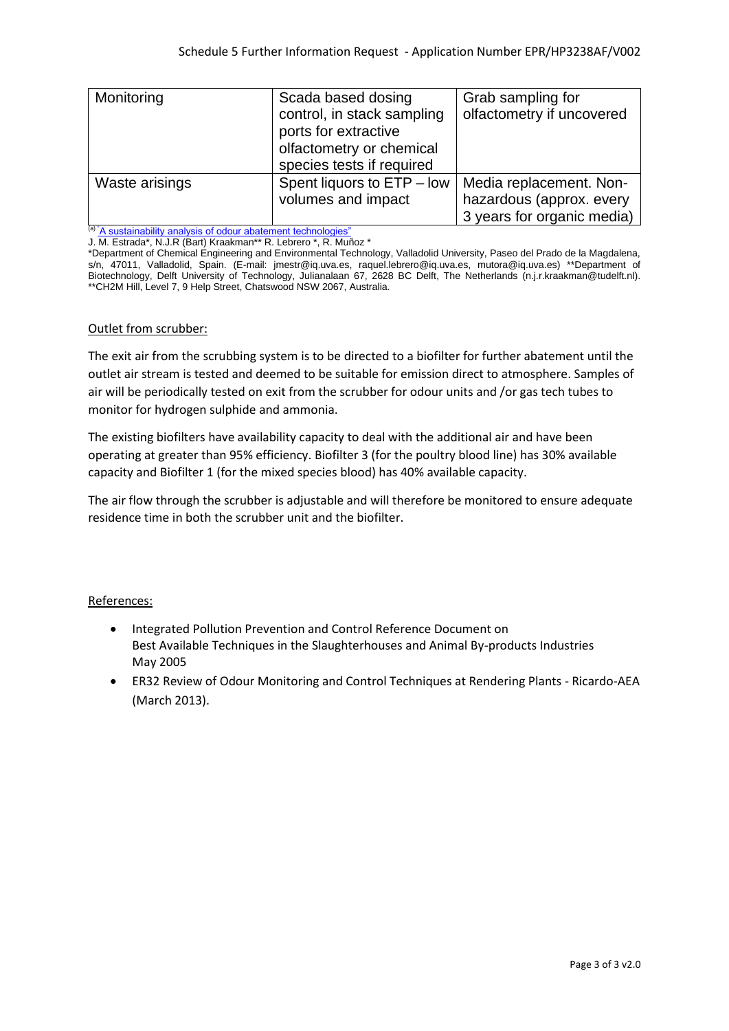| | | |
|---|---|---|
| Monitoring | Scada based dosing control, in stack sampling ports for extractive olfactometry or chemical species tests if required | Grab sampling for olfactometry if uncovered |
| Waste arisings | Spent liquors to ETP – low volumes and impact | Media replacement. Non-hazardous (approx. every 3 years for organic media) |

[a] "A sustainability analysis of odour abatement technologies"

J. M. Estrada*, N.J.R (Bart) Kraakman** R. Lebrero *, R. Muñoz *

*Department of Chemical Engineering and Environmental Technology, Valladolid University, Paseo del Prado de la Magdalena, s/n, 47011, Valladolid, Spain. (E-mail: jmestr@iq.uva.es, raquel.lebrero@iq.uva.es, mutora@iq.uva.es) **Department of Biotechnology, Delft University of Technology, Julianalaan 67, 2628 BC Delft, The Netherlands (n.j.r.kraakman@tudelft.nl). **CH2M Hill, Level 7, 9 Help Street, Chatswood NSW 2067, Australia.

Outlet from scrubber:

The exit air from the scrubbing system is to be directed to a biofilter for further abatement until the outlet air stream is tested and deemed to be suitable for emission direct to atmosphere. Samples of air will be periodically tested on exit from the scrubber for odour units and /or gas tech tubes to monitor for hydrogen sulphide and ammonia.

The existing biofilters have availability capacity to deal with the additional air and have been operating at greater than 95% efficiency. Biofilter 3 (for the poultry blood line) has 30% available capacity and Biofilter 1 (for the mixed species blood) has 40% available capacity.

The air flow through the scrubber is adjustable and will therefore be monitored to ensure adequate residence time in both the scrubber unit and the biofilter.

References:

- Integrated Pollution Prevention and Control Reference Document on Best Available Techniques in the Slaughterhouses and Animal By-products Industries May 2005
- ER32 Review of Odour Monitoring and Control Techniques at Rendering Plants - Ricardo-AEA (March 2013).